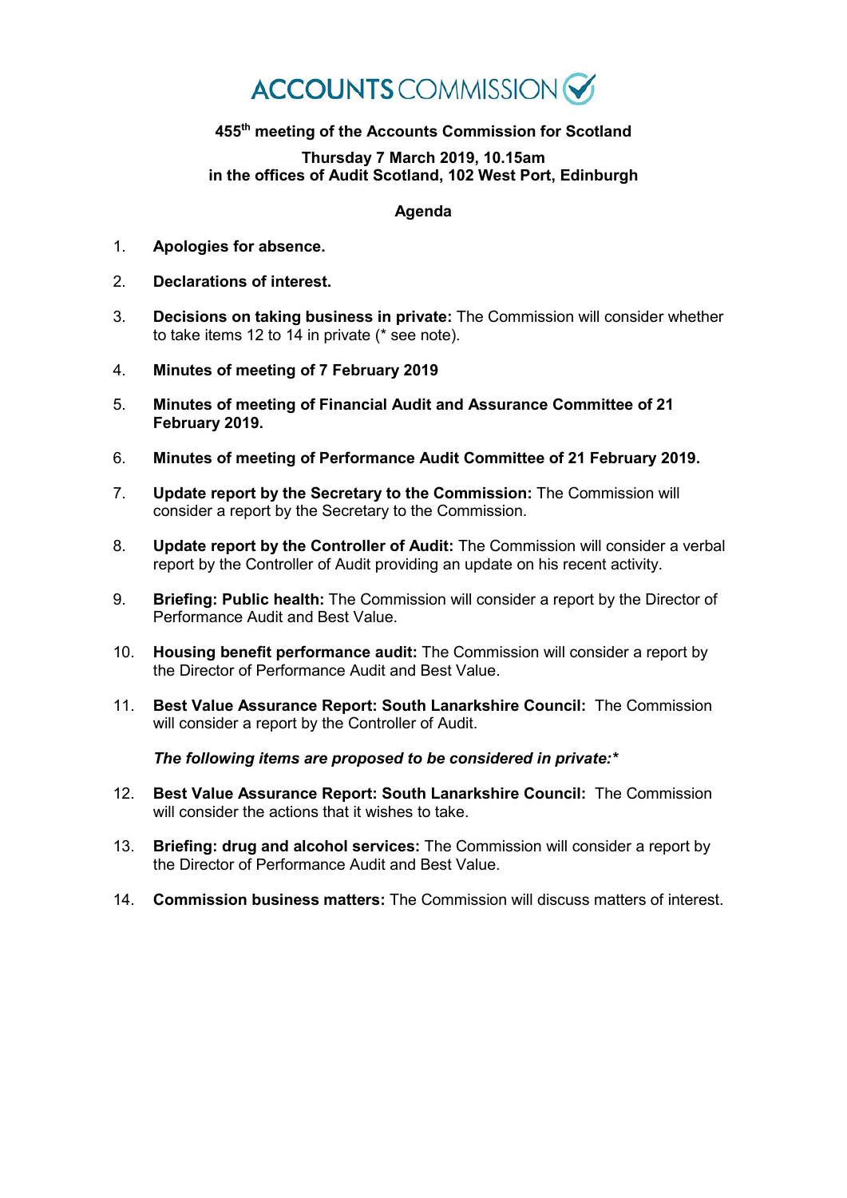# ACCOUNTS COMMISSION

## 455th meeting of the Accounts Commission for Scotland

**Thursday 7 March 2019, 10.15am**
**in the offices of Audit Scotland, 102 West Port, Edinburgh**

### Agenda

1. **Apologies for absence.**

2. **Declarations of interest.**

3. **Decisions on taking business in private:** The Commission will consider whether to take items 12 to 14 in private (* see note).

4. **Minutes of meeting of 7 February 2019**

5. **Minutes of meeting of Financial Audit and Assurance Committee of 21 February 2019.**

6. **Minutes of meeting of Performance Audit Committee of 21 February 2019.**

7. **Update report by the Secretary to the Commission:** The Commission will consider a report by the Secretary to the Commission.

8. **Update report by the Controller of Audit:** The Commission will consider a verbal report by the Controller of Audit providing an update on his recent activity.

9. **Briefing: Public health:** The Commission will consider a report by the Director of Performance Audit and Best Value.

10. **Housing benefit performance audit:** The Commission will consider a report by the Director of Performance Audit and Best Value.

11. **Best Value Assurance Report: South Lanarkshire Council:** The Commission will consider a report by the Controller of Audit.

***The following items are proposed to be considered in private:****

12. **Best Value Assurance Report: South Lanarkshire Council:** The Commission will consider the actions that it wishes to take.

13. **Briefing: drug and alcohol services:** The Commission will consider a report by the Director of Performance Audit and Best Value.

14. **Commission business matters:** The Commission will discuss matters of interest.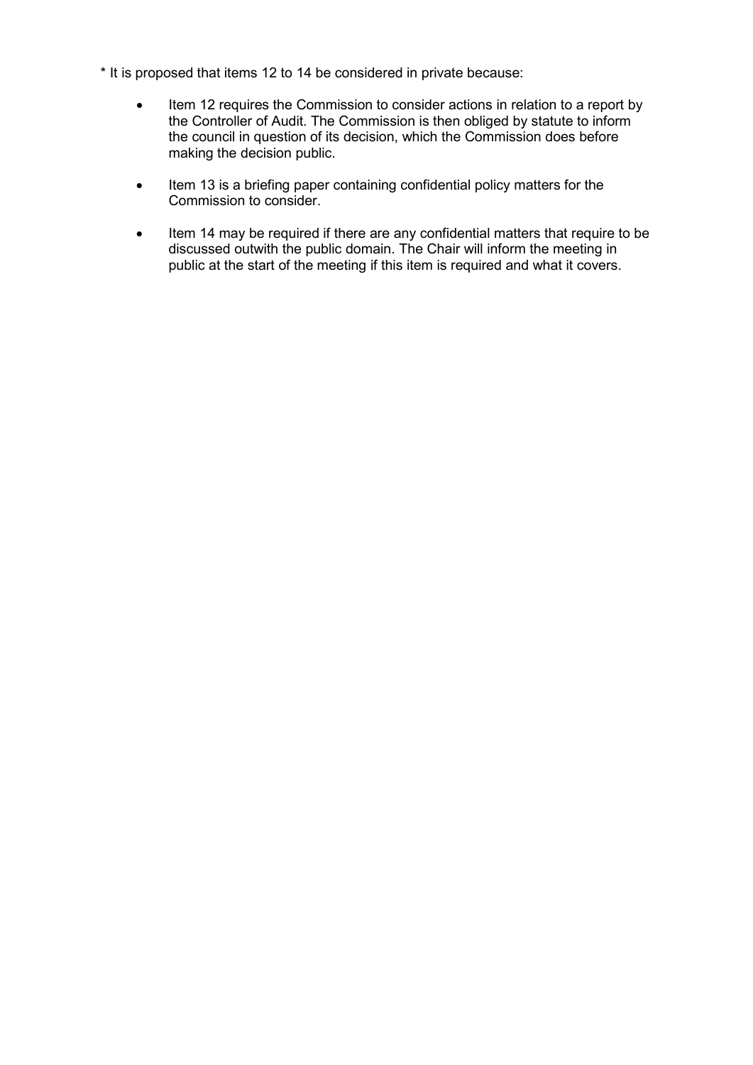* It is proposed that items 12 to 14 be considered in private because:

- Item 12 requires the Commission to consider actions in relation to a report by the Controller of Audit. The Commission is then obliged by statute to inform the council in question of its decision, which the Commission does before making the decision public.

- Item 13 is a briefing paper containing confidential policy matters for the Commission to consider.

- Item 14 may be required if there are any confidential matters that require to be discussed outwith the public domain. The Chair will inform the meeting in public at the start of the meeting if this item is required and what it covers.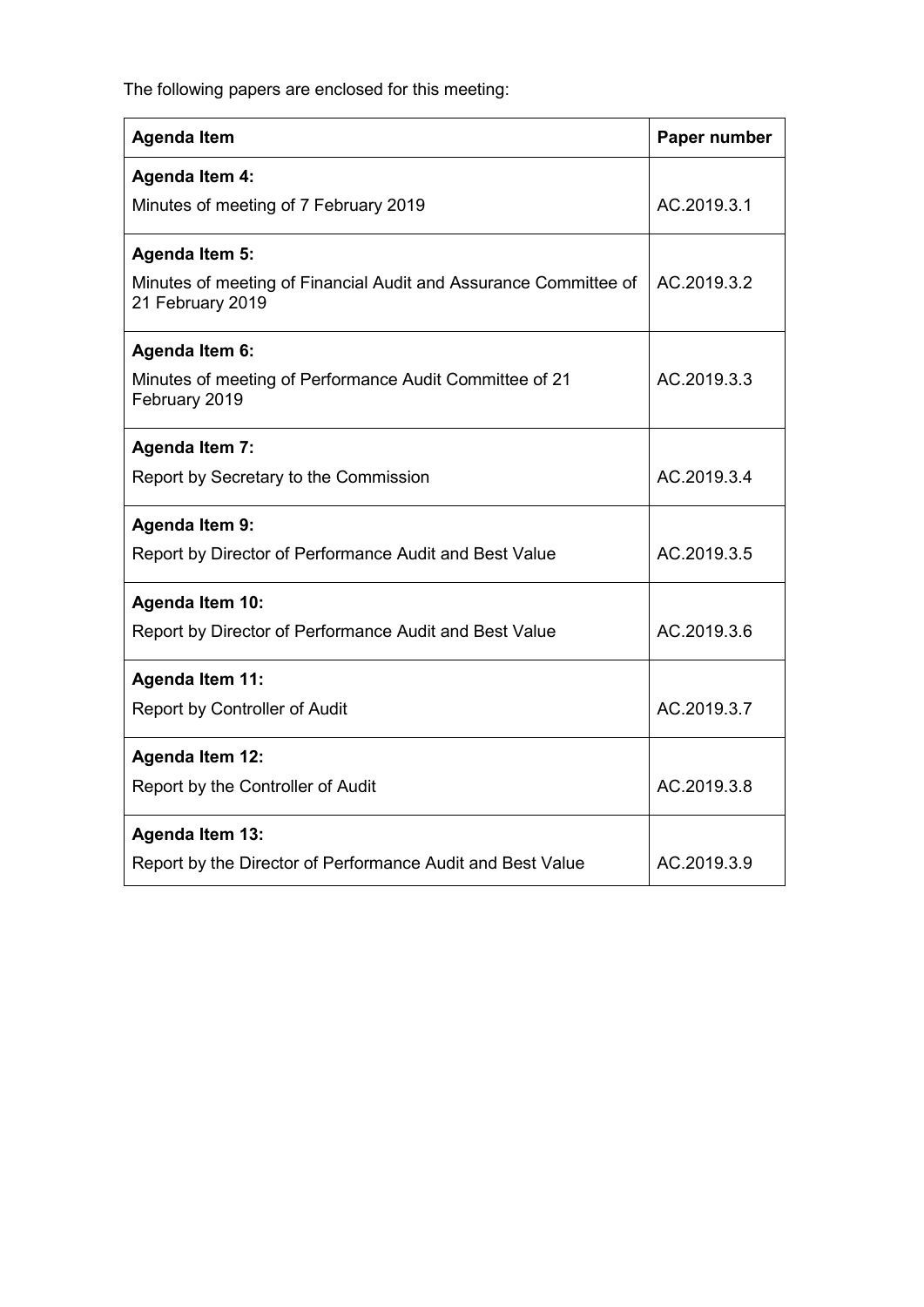The following papers are enclosed for this meeting:

| Agenda Item | Paper number |
|---|---|
| **Agenda Item 4:** Minutes of meeting of 7 February 2019 | AC.2019.3.1 |
| **Agenda Item 5:** Minutes of meeting of Financial Audit and Assurance Committee of 21 February 2019 | AC.2019.3.2 |
| **Agenda Item 6:** Minutes of meeting of Performance Audit Committee of 21 February 2019 | AC.2019.3.3 |
| **Agenda Item 7:** Report by Secretary to the Commission | AC.2019.3.4 |
| **Agenda Item 9:** Report by Director of Performance Audit and Best Value | AC.2019.3.5 |
| **Agenda Item 10:** Report by Director of Performance Audit and Best Value | AC.2019.3.6 |
| **Agenda Item 11:** Report by Controller of Audit | AC.2019.3.7 |
| **Agenda Item 12:** Report by the Controller of Audit | AC.2019.3.8 |
| **Agenda Item 13:** Report by the Director of Performance Audit and Best Value | AC.2019.3.9 |